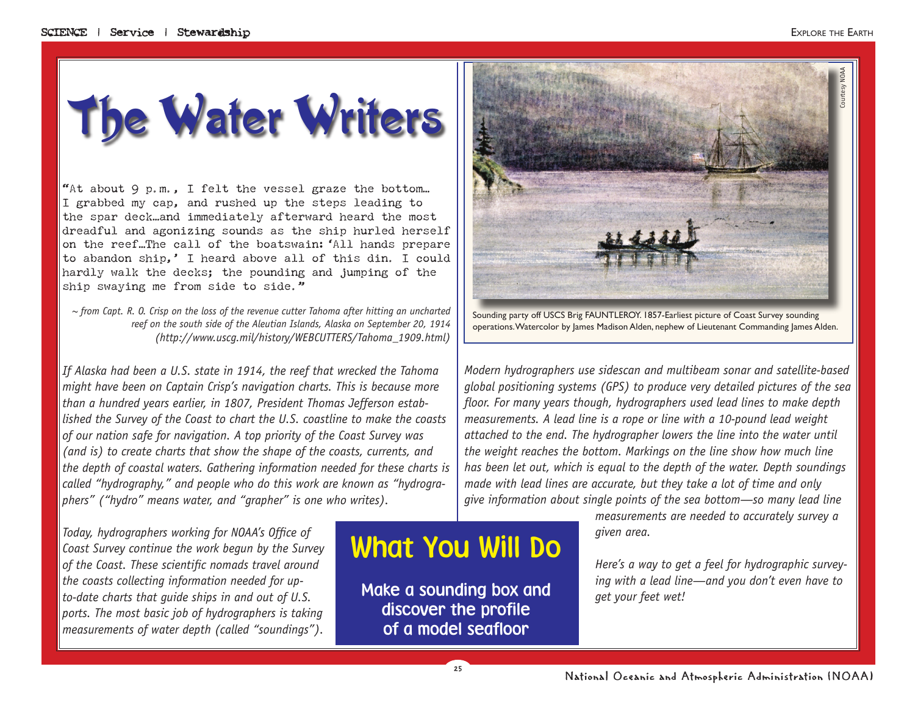# The Water Writers

"At about 9 p.m., I felt the vessel graze the bottom… I grabbed my cap, and rushed up the steps leading to the spar deck…and immediately afterward heard the most dreadful and agonizing sounds as the ship hurled herself on the reef…The call of the boatswain: 'All hands prepare to abandon ship,' I heard above all of this din. I could hardly walk the decks; the pounding and jumping of the ship swaying me from side to side."

*~ from Capt. R. O. Crisp on the loss of the revenue cutter Tahoma after hitting an uncharted reef on the south side of the Aleutian Islands, Alaska on September 20, 1914 (http://www.uscg.mil/history/WEBCUTTERS/Tahoma_1909.html)*

Sounding party off USCS Brig FAUNTLEROY. 1857-Earliest picture of Coast Survey sounding operations. Watercolor by James Madison Alden, nephew of Lieutenant Commanding James Alden.

Courtesy NOAA

*If Alaska had been a U.S. state in 1914, the reef that wrecked the Tahoma might have been on Captain Crisp's navigation charts. This is because more than a hundred years earlier, in 1807, President Thomas Jefferson established the Survey of the Coast to chart the U.S. coastline to make the coasts of our nation safe for navigation. A top priority of the Coast Survey was (and is) to create charts that show the shape of the coasts, currents, and the depth of coastal waters. Gathering information needed for these charts is called "hydrography," and people who do this work are known as "hydrographers" ("hydro" means water, and "grapher" is one who writes).*

*Today, hydrographers working for NOAA's Office of Coast Survey continue the work begun by the Survey of the Coast. These scientific nomads travel around the coasts collecting information needed for up-to-date charts that guide ships in and out of U.S. ports. The most basic job of hydrographers is taking measurements of water depth (called "soundings").*

*Modern hydrographers use sidescan and multibeam sonar and satellite-based global positioning systems (GPS) to produce very detailed pictures of the sea floor. For many years though, hydrographers used lead lines to make depth measurements. A lead line is a rope or line with a 10-pound lead weight attached to the end. The hydrographer lowers the line into the water until the weight reaches the bottom. Markings on the line show how much line has been let out, which is equal to the depth of the water. Depth soundings made with lead lines are accurate, but they take a lot of time and only give information about single points of the sea bottom—so many lead line measurements are needed to accurately survey a given area.*

*Here's a way to get a feel for hydrographic surveying with a lead line—and you don't even have to get your feet wet!*

## What You Will Do

Make a sounding box and discover the profile of a model seafloor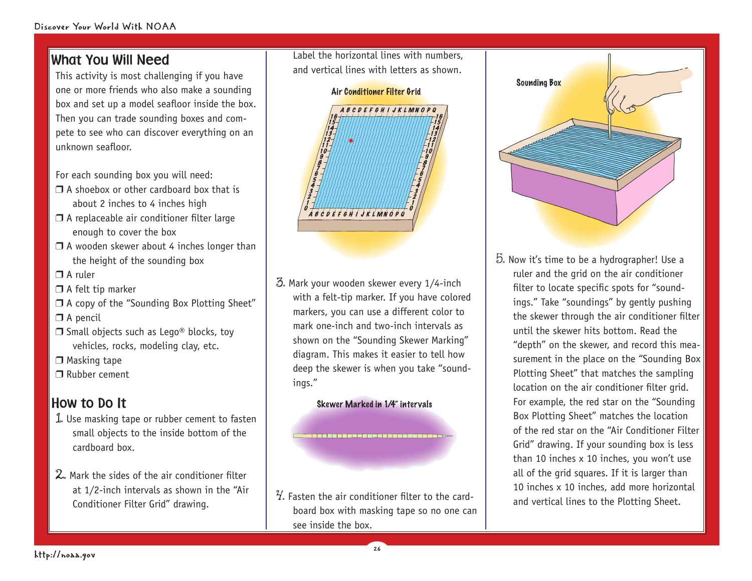## What You Will Need

This activity is most challenging if you have one or more friends who also make a sounding box and set up a model seafloor inside the box. Then you can trade sounding boxes and compete to see who can discover everything on an unknown seafloor.

For each sounding box you will need:

- ❒ A shoebox or other cardboard box that is about 2 inches to 4 inches high
- ❒ A replaceable air conditioner filter large enough to cover the box
- ❒ A wooden skewer about 4 inches longer than the height of the sounding box
- ❒ A ruler
- ❒ A felt tip marker
- ❒ A copy of the "Sounding Box Plotting Sheet"
- ❒ A pencil
- ❒ Small objects such as Lego® blocks, toy vehicles, rocks, modeling clay, etc.
- ❒ Masking tape
- ❒ Rubber cement

## How to Do It

1. Use masking tape or rubber cement to fasten small objects to the inside bottom of the cardboard box.

2. Mark the sides of the air conditioner filter at 1/2-inch intervals as shown in the "Air Conditioner Filter Grid" drawing. Label the horizontal lines with numbers, and vertical lines with letters as shown.

Air Conditioner Filter Grid

3. Mark your wooden skewer every 1/4-inch with a felt-tip marker. If you have colored markers, you can use a different color to mark one-inch and two-inch intervals as shown on the "Sounding Skewer Marking" diagram. This makes it easier to tell how deep the skewer is when you take "soundings."

Skewer Marked in 1/4" intervals

4. Fasten the air conditioner filter to the cardboard box with masking tape so no one can see inside the box.

Sounding Box

5. Now it's time to be a hydrographer! Use a ruler and the grid on the air conditioner filter to locate specific spots for "soundings." Take "soundings" by gently pushing the skewer through the air conditioner filter until the skewer hits bottom. Read the "depth" on the skewer, and record this measurement in the place on the "Sounding Box Plotting Sheet" that matches the sampling location on the air conditioner filter grid. For example, the red star on the "Sounding Box Plotting Sheet" matches the location of the red star on the "Air Conditioner Filter Grid" drawing. If your sounding box is less than 10 inches x 10 inches, you won't use all of the grid squares. If it is larger than 10 inches x 10 inches, add more horizontal and vertical lines to the Plotting Sheet.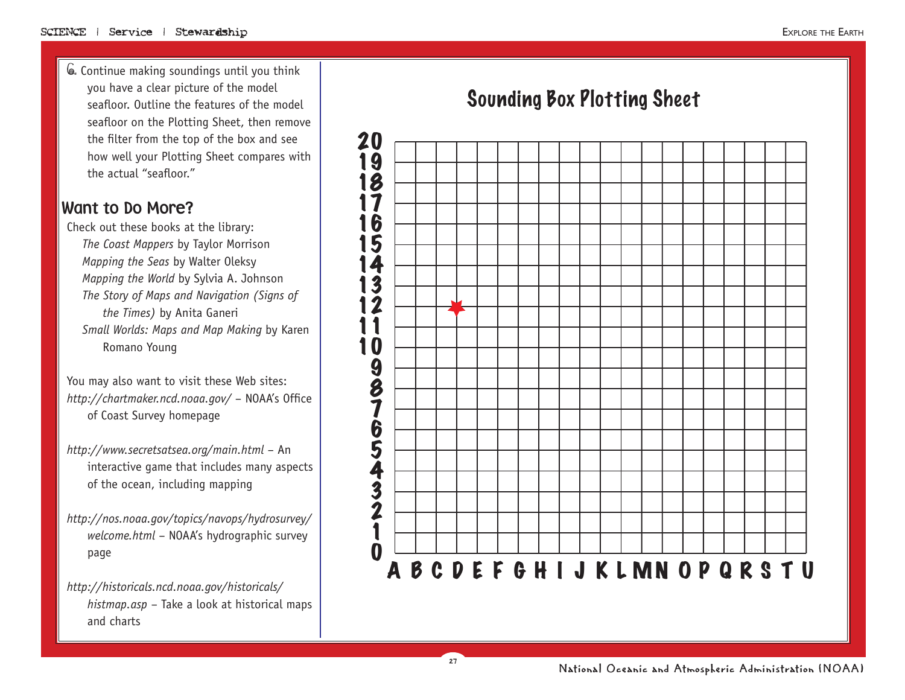6. Continue making soundings until you think you have a clear picture of the model seafloor. Outline the features of the model seafloor on the Plotting Sheet, then remove the filter from the top of the box and see how well your Plotting Sheet compares with the actual "seafloor."

## Want to Do More?

Check out these books at the library:

- *The Coast Mappers* by Taylor Morrison
- *Mapping the Seas* by Walter Oleksy
- *Mapping the World* by Sylvia A. Johnson
- *The Story of Maps and Navigation (Signs of the Times)* by Anita Ganeri
- *Small Worlds: Maps and Map Making* by Karen Romano Young

You may also want to visit these Web sites:

*http://chartmaker.ncd.noaa.gov/* – NOAA's Office of Coast Survey homepage

*http://www.secretsatsea.org/main.html* – An interactive game that includes many aspects of the ocean, including mapping

*http://nos.noaa.gov/topics/navops/hydrosurvey/welcome.html* – NOAA's hydrographic survey page

*http://historicals.ncd.noaa.gov/historicals/histmap.asp* – Take a look at historical maps and charts

## Sounding Box Plotting Sheet

20
19
18
17
16
15
14
13
12
11
10
9
8
7
6
5
4
3
2
1
0

A B C D E F G H I J K L M N O P Q R S T U